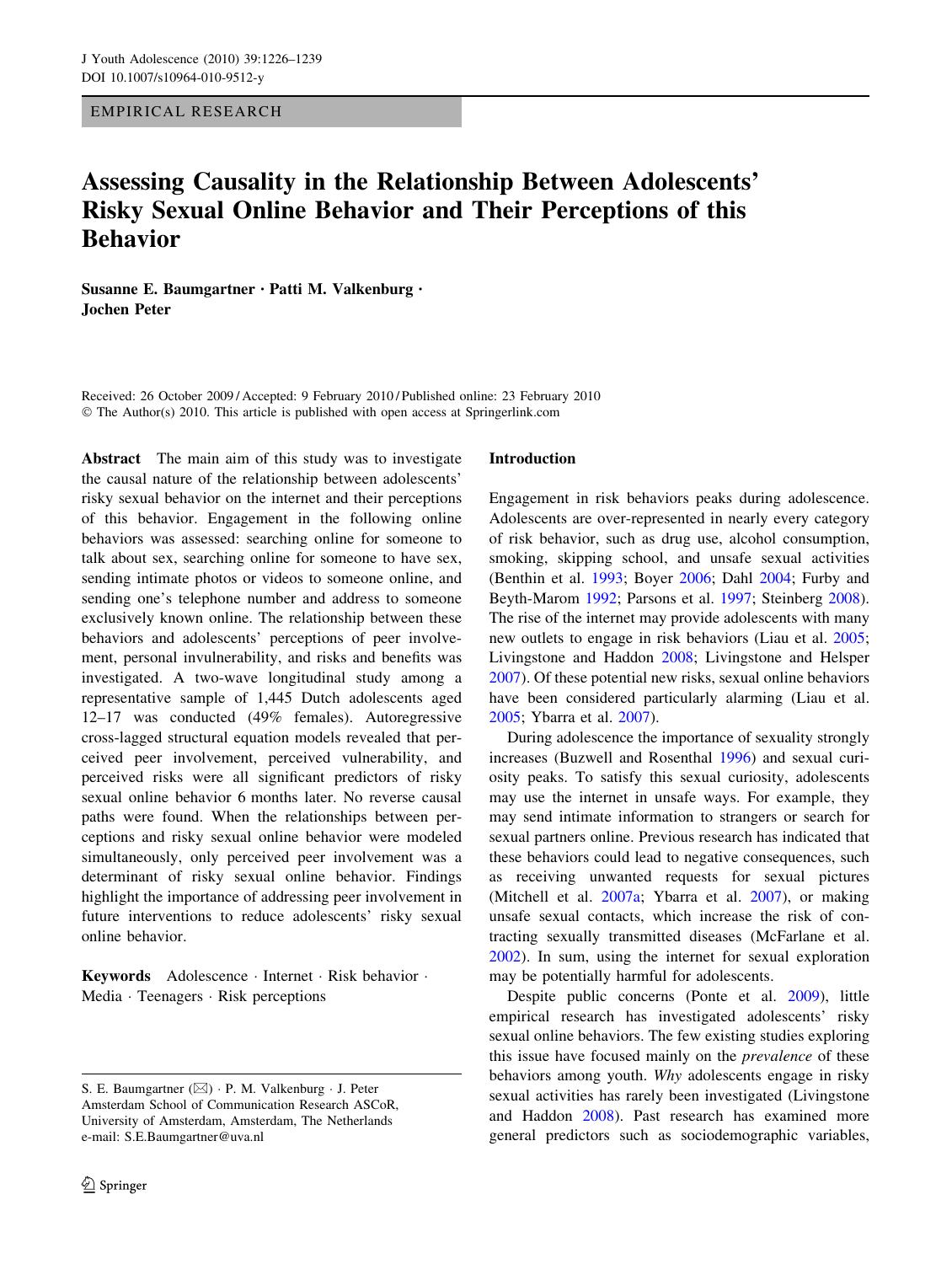EMPIRICAL RESEARCH

# Assessing Causality in the Relationship Between Adolescents' Risky Sexual Online Behavior and Their Perceptions of this Behavior

**Susanne E. Baumgartner · Patti M. Valkenburg · Jochen Peter**

Received: 26 October 2009 / Accepted: 9 February 2010 / Published online: 23 February 2010
© The Author(s) 2010. This article is published with open access at Springerlink.com

**Abstract** The main aim of this study was to investigate the causal nature of the relationship between adolescents' risky sexual behavior on the internet and their perceptions of this behavior. Engagement in the following online behaviors was assessed: searching online for someone to talk about sex, searching online for someone to have sex, sending intimate photos or videos to someone online, and sending one's telephone number and address to someone exclusively known online. The relationship between these behaviors and adolescents' perceptions of peer involvement, personal invulnerability, and risks and benefits was investigated. A two-wave longitudinal study among a representative sample of 1,445 Dutch adolescents aged 12–17 was conducted (49% females). Autoregressive cross-lagged structural equation models revealed that perceived peer involvement, perceived vulnerability, and perceived risks were all significant predictors of risky sexual online behavior 6 months later. No reverse causal paths were found. When the relationships between perceptions and risky sexual online behavior were modeled simultaneously, only perceived peer involvement was a determinant of risky sexual online behavior. Findings highlight the importance of addressing peer involvement in future interventions to reduce adolescents' risky sexual online behavior.

**Keywords** Adolescence · Internet · Risk behavior · Media · Teenagers · Risk perceptions

S. E. Baumgartner (✉) · P. M. Valkenburg · J. Peter
Amsterdam School of Communication Research ASCoR, University of Amsterdam, Amsterdam, The Netherlands
e-mail: S.E.Baumgartner@uva.nl

## Introduction

Engagement in risk behaviors peaks during adolescence. Adolescents are over-represented in nearly every category of risk behavior, such as drug use, alcohol consumption, smoking, skipping school, and unsafe sexual activities (Benthin et al. 1993; Boyer 2006; Dahl 2004; Furby and Beyth-Marom 1992; Parsons et al. 1997; Steinberg 2008). The rise of the internet may provide adolescents with many new outlets to engage in risk behaviors (Liau et al. 2005; Livingstone and Haddon 2008; Livingstone and Helsper 2007). Of these potential new risks, sexual online behaviors have been considered particularly alarming (Liau et al. 2005; Ybarra et al. 2007).

During adolescence the importance of sexuality strongly increases (Buzwell and Rosenthal 1996) and sexual curiosity peaks. To satisfy this sexual curiosity, adolescents may use the internet in unsafe ways. For example, they may send intimate information to strangers or search for sexual partners online. Previous research has indicated that these behaviors could lead to negative consequences, such as receiving unwanted requests for sexual pictures (Mitchell et al. 2007a; Ybarra et al. 2007), or making unsafe sexual contacts, which increase the risk of contracting sexually transmitted diseases (McFarlane et al. 2002). In sum, using the internet for sexual exploration may be potentially harmful for adolescents.

Despite public concerns (Ponte et al. 2009), little empirical research has investigated adolescents' risky sexual online behaviors. The few existing studies exploring this issue have focused mainly on the *prevalence* of these behaviors among youth. *Why* adolescents engage in risky sexual activities has rarely been investigated (Livingstone and Haddon 2008). Past research has examined more general predictors such as sociodemographic variables,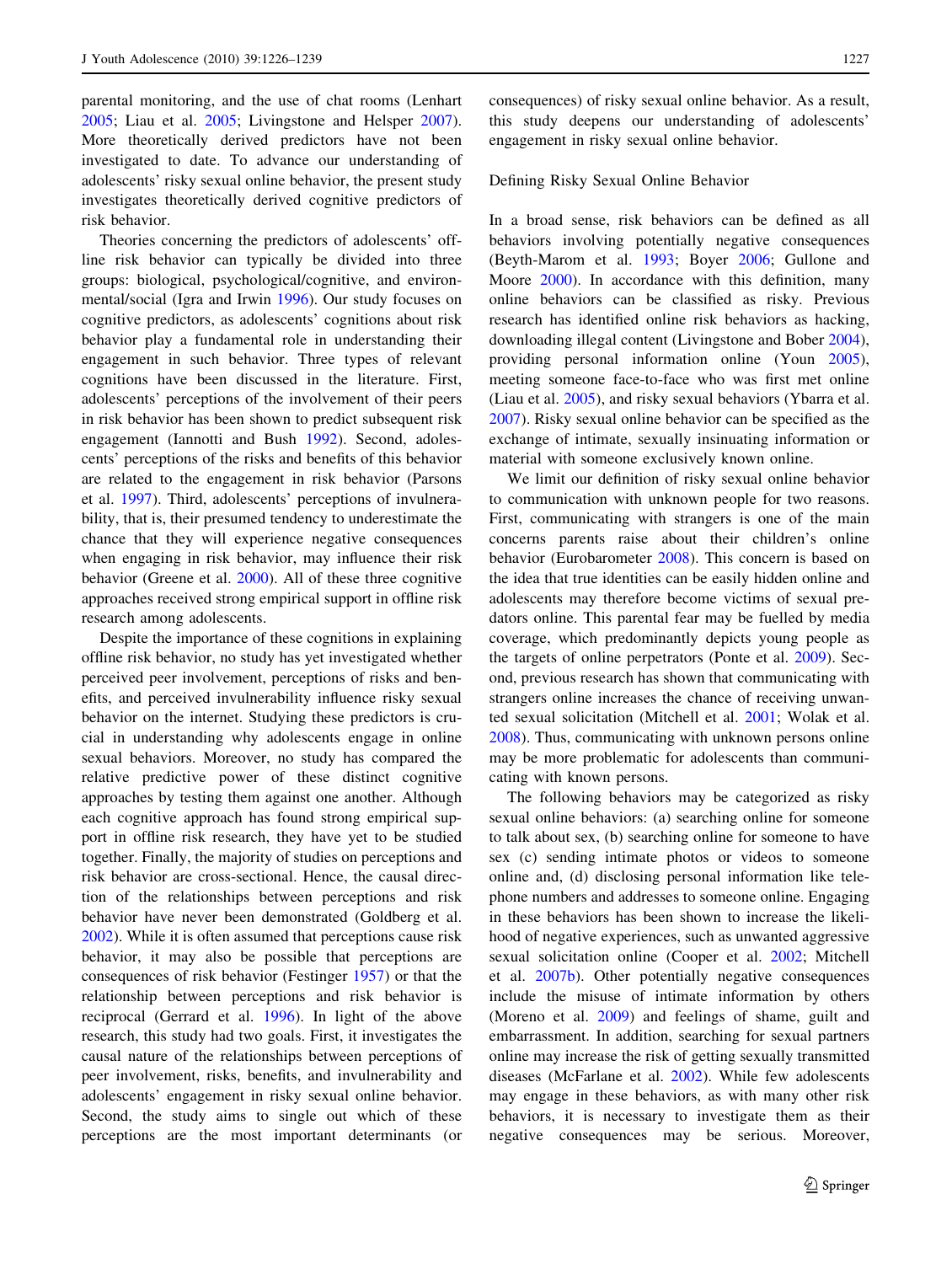parental monitoring, and the use of chat rooms (Lenhart 2005; Liau et al. 2005; Livingstone and Helsper 2007). More theoretically derived predictors have not been investigated to date. To advance our understanding of adolescents' risky sexual online behavior, the present study investigates theoretically derived cognitive predictors of risk behavior.

Theories concerning the predictors of adolescents' offline risk behavior can typically be divided into three groups: biological, psychological/cognitive, and environmental/social (Igra and Irwin 1996). Our study focuses on cognitive predictors, as adolescents' cognitions about risk behavior play a fundamental role in understanding their engagement in such behavior. Three types of relevant cognitions have been discussed in the literature. First, adolescents' perceptions of the involvement of their peers in risk behavior has been shown to predict subsequent risk engagement (Iannotti and Bush 1992). Second, adolescents' perceptions of the risks and benefits of this behavior are related to the engagement in risk behavior (Parsons et al. 1997). Third, adolescents' perceptions of invulnerability, that is, their presumed tendency to underestimate the chance that they will experience negative consequences when engaging in risk behavior, may influence their risk behavior (Greene et al. 2000). All of these three cognitive approaches received strong empirical support in offline risk research among adolescents.

Despite the importance of these cognitions in explaining offline risk behavior, no study has yet investigated whether perceived peer involvement, perceptions of risks and benefits, and perceived invulnerability influence risky sexual behavior on the internet. Studying these predictors is crucial in understanding why adolescents engage in online sexual behaviors. Moreover, no study has compared the relative predictive power of these distinct cognitive approaches by testing them against one another. Although each cognitive approach has found strong empirical support in offline risk research, they have yet to be studied together. Finally, the majority of studies on perceptions and risk behavior are cross-sectional. Hence, the causal direction of the relationships between perceptions and risk behavior have never been demonstrated (Goldberg et al. 2002). While it is often assumed that perceptions cause risk behavior, it may also be possible that perceptions are consequences of risk behavior (Festinger 1957) or that the relationship between perceptions and risk behavior is reciprocal (Gerrard et al. 1996). In light of the above research, this study had two goals. First, it investigates the causal nature of the relationships between perceptions of peer involvement, risks, benefits, and invulnerability and adolescents' engagement in risky sexual online behavior. Second, the study aims to single out which of these perceptions are the most important determinants (or consequences) of risky sexual online behavior. As a result, this study deepens our understanding of adolescents' engagement in risky sexual online behavior.

## Defining Risky Sexual Online Behavior

In a broad sense, risk behaviors can be defined as all behaviors involving potentially negative consequences (Beyth-Marom et al. 1993; Boyer 2006; Gullone and Moore 2000). In accordance with this definition, many online behaviors can be classified as risky. Previous research has identified online risk behaviors as hacking, downloading illegal content (Livingstone and Bober 2004), providing personal information online (Youn 2005), meeting someone face-to-face who was first met online (Liau et al. 2005), and risky sexual behaviors (Ybarra et al. 2007). Risky sexual online behavior can be specified as the exchange of intimate, sexually insinuating information or material with someone exclusively known online.

We limit our definition of risky sexual online behavior to communication with unknown people for two reasons. First, communicating with strangers is one of the main concerns parents raise about their children's online behavior (Eurobarometer 2008). This concern is based on the idea that true identities can be easily hidden online and adolescents may therefore become victims of sexual predators online. This parental fear may be fuelled by media coverage, which predominantly depicts young people as the targets of online perpetrators (Ponte et al. 2009). Second, previous research has shown that communicating with strangers online increases the chance of receiving unwanted sexual solicitation (Mitchell et al. 2001; Wolak et al. 2008). Thus, communicating with unknown persons online may be more problematic for adolescents than communicating with known persons.

The following behaviors may be categorized as risky sexual online behaviors: (a) searching online for someone to talk about sex, (b) searching online for someone to have sex (c) sending intimate photos or videos to someone online and, (d) disclosing personal information like telephone numbers and addresses to someone online. Engaging in these behaviors has been shown to increase the likelihood of negative experiences, such as unwanted aggressive sexual solicitation online (Cooper et al. 2002; Mitchell et al. 2007b). Other potentially negative consequences include the misuse of intimate information by others (Moreno et al. 2009) and feelings of shame, guilt and embarrassment. In addition, searching for sexual partners online may increase the risk of getting sexually transmitted diseases (McFarlane et al. 2002). While few adolescents may engage in these behaviors, as with many other risk behaviors, it is necessary to investigate them as their negative consequences may be serious. Moreover,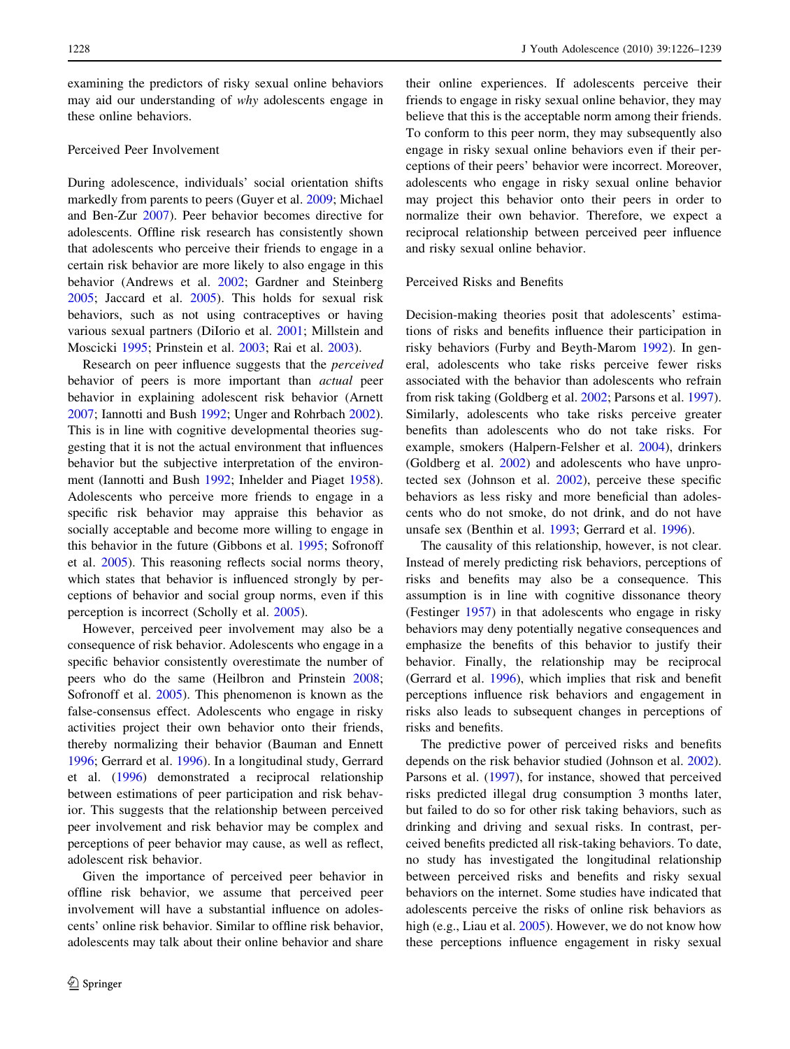examining the predictors of risky sexual online behaviors may aid our understanding of *why* adolescents engage in these online behaviors.

### Perceived Peer Involvement

During adolescence, individuals' social orientation shifts markedly from parents to peers (Guyer et al. 2009; Michael and Ben-Zur 2007). Peer behavior becomes directive for adolescents. Offline risk research has consistently shown that adolescents who perceive their friends to engage in a certain risk behavior are more likely to also engage in this behavior (Andrews et al. 2002; Gardner and Steinberg 2005; Jaccard et al. 2005). This holds for sexual risk behaviors, such as not using contraceptives or having various sexual partners (DiIorio et al. 2001; Millstein and Moscicki 1995; Prinstein et al. 2003; Rai et al. 2003).

Research on peer influence suggests that the *perceived* behavior of peers is more important than *actual* peer behavior in explaining adolescent risk behavior (Arnett 2007; Iannotti and Bush 1992; Unger and Rohrbach 2002). This is in line with cognitive developmental theories suggesting that it is not the actual environment that influences behavior but the subjective interpretation of the environment (Iannotti and Bush 1992; Inhelder and Piaget 1958). Adolescents who perceive more friends to engage in a specific risk behavior may appraise this behavior as socially acceptable and become more willing to engage in this behavior in the future (Gibbons et al. 1995; Sofronoff et al. 2005). This reasoning reflects social norms theory, which states that behavior is influenced strongly by perceptions of behavior and social group norms, even if this perception is incorrect (Scholly et al. 2005).

However, perceived peer involvement may also be a consequence of risk behavior. Adolescents who engage in a specific behavior consistently overestimate the number of peers who do the same (Heilbron and Prinstein 2008; Sofronoff et al. 2005). This phenomenon is known as the false-consensus effect. Adolescents who engage in risky activities project their own behavior onto their friends, thereby normalizing their behavior (Bauman and Ennett 1996; Gerrard et al. 1996). In a longitudinal study, Gerrard et al. (1996) demonstrated a reciprocal relationship between estimations of peer participation and risk behavior. This suggests that the relationship between perceived peer involvement and risk behavior may be complex and perceptions of peer behavior may cause, as well as reflect, adolescent risk behavior.

Given the importance of perceived peer behavior in offline risk behavior, we assume that perceived peer involvement will have a substantial influence on adolescents' online risk behavior. Similar to offline risk behavior, adolescents may talk about their online behavior and share their online experiences. If adolescents perceive their friends to engage in risky sexual online behavior, they may believe that this is the acceptable norm among their friends. To conform to this peer norm, they may subsequently also engage in risky sexual online behaviors even if their perceptions of their peers' behavior were incorrect. Moreover, adolescents who engage in risky sexual online behavior may project this behavior onto their peers in order to normalize their own behavior. Therefore, we expect a reciprocal relationship between perceived peer influence and risky sexual online behavior.

### Perceived Risks and Benefits

Decision-making theories posit that adolescents' estimations of risks and benefits influence their participation in risky behaviors (Furby and Beyth-Marom 1992). In general, adolescents who take risks perceive fewer risks associated with the behavior than adolescents who refrain from risk taking (Goldberg et al. 2002; Parsons et al. 1997). Similarly, adolescents who take risks perceive greater benefits than adolescents who do not take risks. For example, smokers (Halpern-Felsher et al. 2004), drinkers (Goldberg et al. 2002) and adolescents who have unprotected sex (Johnson et al. 2002), perceive these specific behaviors as less risky and more beneficial than adolescents who do not smoke, do not drink, and do not have unsafe sex (Benthin et al. 1993; Gerrard et al. 1996).

The causality of this relationship, however, is not clear. Instead of merely predicting risk behaviors, perceptions of risks and benefits may also be a consequence. This assumption is in line with cognitive dissonance theory (Festinger 1957) in that adolescents who engage in risky behaviors may deny potentially negative consequences and emphasize the benefits of this behavior to justify their behavior. Finally, the relationship may be reciprocal (Gerrard et al. 1996), which implies that risk and benefit perceptions influence risk behaviors and engagement in risks also leads to subsequent changes in perceptions of risks and benefits.

The predictive power of perceived risks and benefits depends on the risk behavior studied (Johnson et al. 2002). Parsons et al. (1997), for instance, showed that perceived risks predicted illegal drug consumption 3 months later, but failed to do so for other risk taking behaviors, such as drinking and driving and sexual risks. In contrast, perceived benefits predicted all risk-taking behaviors. To date, no study has investigated the longitudinal relationship between perceived risks and benefits and risky sexual behaviors on the internet. Some studies have indicated that adolescents perceive the risks of online risk behaviors as high (e.g., Liau et al. 2005). However, we do not know how these perceptions influence engagement in risky sexual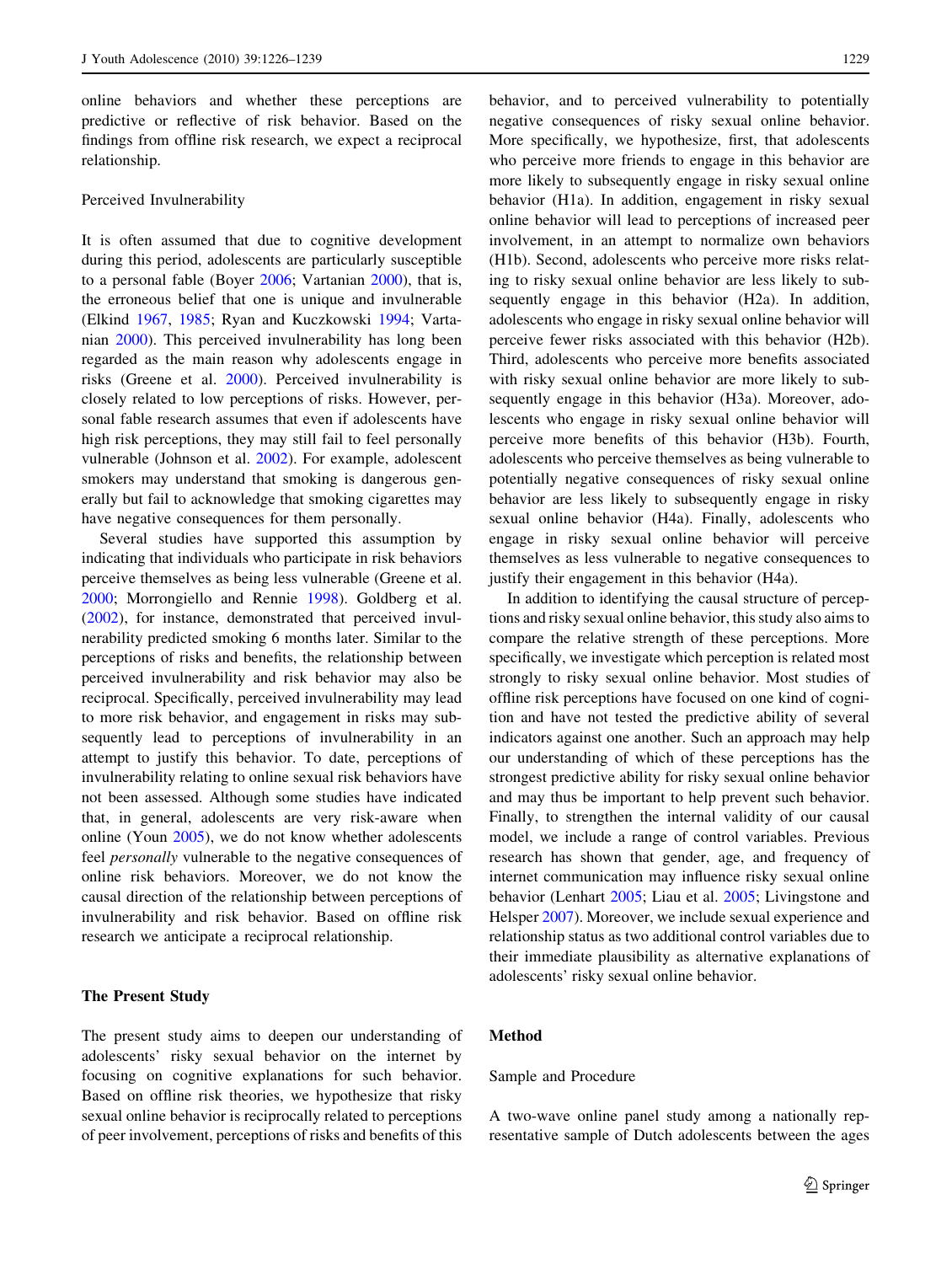online behaviors and whether these perceptions are predictive or reflective of risk behavior. Based on the findings from offline risk research, we expect a reciprocal relationship.

### Perceived Invulnerability

It is often assumed that due to cognitive development during this period, adolescents are particularly susceptible to a personal fable (Boyer 2006; Vartanian 2000), that is, the erroneous belief that one is unique and invulnerable (Elkind 1967, 1985; Ryan and Kuczkowski 1994; Vartanian 2000). This perceived invulnerability has long been regarded as the main reason why adolescents engage in risks (Greene et al. 2000). Perceived invulnerability is closely related to low perceptions of risks. However, personal fable research assumes that even if adolescents have high risk perceptions, they may still fail to feel personally vulnerable (Johnson et al. 2002). For example, adolescent smokers may understand that smoking is dangerous generally but fail to acknowledge that smoking cigarettes may have negative consequences for them personally.

Several studies have supported this assumption by indicating that individuals who participate in risk behaviors perceive themselves as being less vulnerable (Greene et al. 2000; Morrongiello and Rennie 1998). Goldberg et al. (2002), for instance, demonstrated that perceived invulnerability predicted smoking 6 months later. Similar to the perceptions of risks and benefits, the relationship between perceived invulnerability and risk behavior may also be reciprocal. Specifically, perceived invulnerability may lead to more risk behavior, and engagement in risks may subsequently lead to perceptions of invulnerability in an attempt to justify this behavior. To date, perceptions of invulnerability relating to online sexual risk behaviors have not been assessed. Although some studies have indicated that, in general, adolescents are very risk-aware when online (Youn 2005), we do not know whether adolescents feel *personally* vulnerable to the negative consequences of online risk behaviors. Moreover, we do not know the causal direction of the relationship between perceptions of invulnerability and risk behavior. Based on offline risk research we anticipate a reciprocal relationship.

## The Present Study

The present study aims to deepen our understanding of adolescents' risky sexual behavior on the internet by focusing on cognitive explanations for such behavior. Based on offline risk theories, we hypothesize that risky sexual online behavior is reciprocally related to perceptions of peer involvement, perceptions of risks and benefits of this behavior, and to perceived vulnerability to potentially negative consequences of risky sexual online behavior. More specifically, we hypothesize, first, that adolescents who perceive more friends to engage in this behavior are more likely to subsequently engage in risky sexual online behavior (H1a). In addition, engagement in risky sexual online behavior will lead to perceptions of increased peer involvement, in an attempt to normalize own behaviors (H1b). Second, adolescents who perceive more risks relating to risky sexual online behavior are less likely to subsequently engage in this behavior (H2a). In addition, adolescents who engage in risky sexual online behavior will perceive fewer risks associated with this behavior (H2b). Third, adolescents who perceive more benefits associated with risky sexual online behavior are more likely to subsequently engage in this behavior (H3a). Moreover, adolescents who engage in risky sexual online behavior will perceive more benefits of this behavior (H3b). Fourth, adolescents who perceive themselves as being vulnerable to potentially negative consequences of risky sexual online behavior are less likely to subsequently engage in risky sexual online behavior (H4a). Finally, adolescents who engage in risky sexual online behavior will perceive themselves as less vulnerable to negative consequences to justify their engagement in this behavior (H4a).

In addition to identifying the causal structure of perceptions and risky sexual online behavior, this study also aims to compare the relative strength of these perceptions. More specifically, we investigate which perception is related most strongly to risky sexual online behavior. Most studies of offline risk perceptions have focused on one kind of cognition and have not tested the predictive ability of several indicators against one another. Such an approach may help our understanding of which of these perceptions has the strongest predictive ability for risky sexual online behavior and may thus be important to help prevent such behavior. Finally, to strengthen the internal validity of our causal model, we include a range of control variables. Previous research has shown that gender, age, and frequency of internet communication may influence risky sexual online behavior (Lenhart 2005; Liau et al. 2005; Livingstone and Helsper 2007). Moreover, we include sexual experience and relationship status as two additional control variables due to their immediate plausibility as alternative explanations of adolescents' risky sexual online behavior.

## Method

### Sample and Procedure

A two-wave online panel study among a nationally representative sample of Dutch adolescents between the ages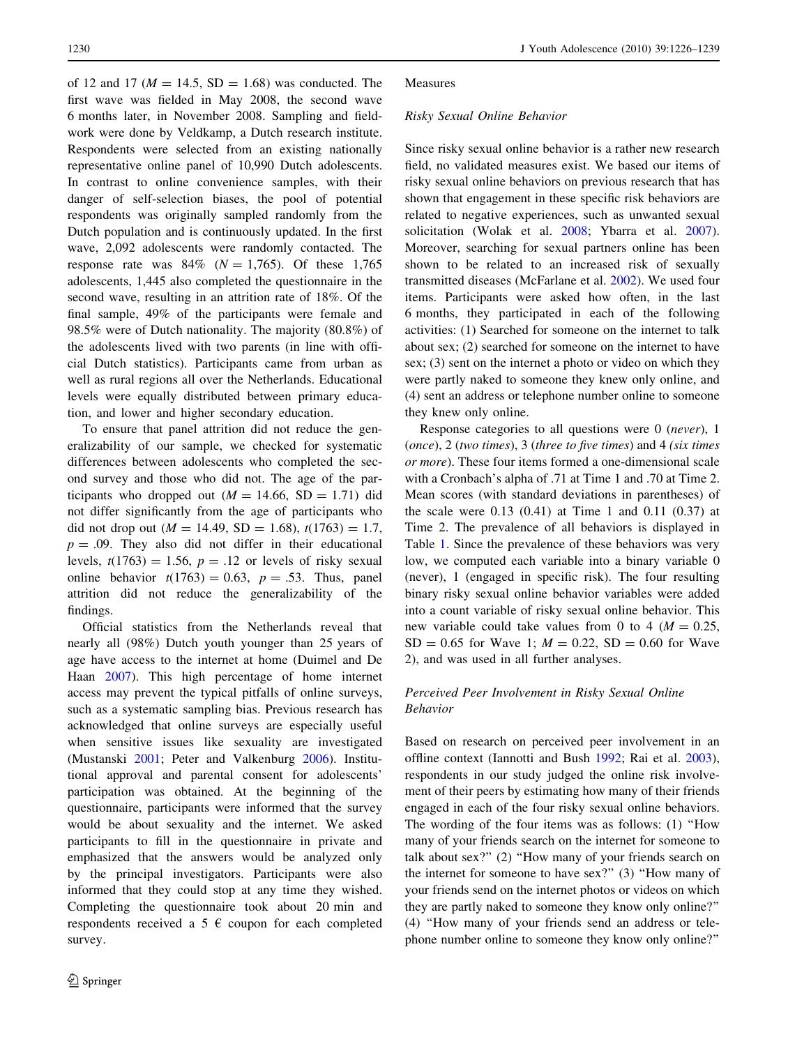of 12 and 17 ($M = 14.5$, $SD = 1.68$) was conducted. The first wave was fielded in May 2008, the second wave 6 months later, in November 2008. Sampling and fieldwork were done by Veldkamp, a Dutch research institute. Respondents were selected from an existing nationally representative online panel of 10,990 Dutch adolescents. In contrast to online convenience samples, with their danger of self-selection biases, the pool of potential respondents was originally sampled randomly from the Dutch population and is continuously updated. In the first wave, 2,092 adolescents were randomly contacted. The response rate was 84% ($N = 1,765$). Of these 1,765 adolescents, 1,445 also completed the questionnaire in the second wave, resulting in an attrition rate of 18%. Of the final sample, 49% of the participants were female and 98.5% were of Dutch nationality. The majority (80.8%) of the adolescents lived with two parents (in line with official Dutch statistics). Participants came from urban as well as rural regions all over the Netherlands. Educational levels were equally distributed between primary education, and lower and higher secondary education.

To ensure that panel attrition did not reduce the generalizability of our sample, we checked for systematic differences between adolescents who completed the second survey and those who did not. The age of the participants who dropped out ($M = 14.66$, $SD = 1.71$) did not differ significantly from the age of participants who did not drop out ($M = 14.49$, $SD = 1.68$), $t(1763) = 1.7$, $p = .09$. They also did not differ in their educational levels, $t(1763) = 1.56$, $p = .12$ or levels of risky sexual online behavior $t(1763) = 0.63$, $p = .53$. Thus, panel attrition did not reduce the generalizability of the findings.

Official statistics from the Netherlands reveal that nearly all (98%) Dutch youth younger than 25 years of age have access to the internet at home (Duimel and De Haan 2007). This high percentage of home internet access may prevent the typical pitfalls of online surveys, such as a systematic sampling bias. Previous research has acknowledged that online surveys are especially useful when sensitive issues like sexuality are investigated (Mustanski 2001; Peter and Valkenburg 2006). Institutional approval and parental consent for adolescents' participation was obtained. At the beginning of the questionnaire, participants were informed that the survey would be about sexuality and the internet. We asked participants to fill in the questionnaire in private and emphasized that the answers would be analyzed only by the principal investigators. Participants were also informed that they could stop at any time they wished. Completing the questionnaire took about 20 min and respondents received a 5 € coupon for each completed survey.

## Measures

### *Risky Sexual Online Behavior*

Since risky sexual online behavior is a rather new research field, no validated measures exist. We based our items of risky sexual online behaviors on previous research that has shown that engagement in these specific risk behaviors are related to negative experiences, such as unwanted sexual solicitation (Wolak et al. 2008; Ybarra et al. 2007). Moreover, searching for sexual partners online has been shown to be related to an increased risk of sexually transmitted diseases (McFarlane et al. 2002). We used four items. Participants were asked how often, in the last 6 months, they participated in each of the following activities: (1) Searched for someone on the internet to talk about sex; (2) searched for someone on the internet to have sex; (3) sent on the internet a photo or video on which they were partly naked to someone they knew only online, and (4) sent an address or telephone number online to someone they knew only online.

Response categories to all questions were 0 (*never*), 1 (*once*), 2 (*two times*), 3 (*three to five times*) and 4 (*six times or more*). These four items formed a one-dimensional scale with a Cronbach's alpha of .71 at Time 1 and .70 at Time 2. Mean scores (with standard deviations in parentheses) of the scale were 0.13 (0.41) at Time 1 and 0.11 (0.37) at Time 2. The prevalence of all behaviors is displayed in Table 1. Since the prevalence of these behaviors was very low, we computed each variable into a binary variable 0 (never), 1 (engaged in specific risk). The four resulting binary risky sexual online behavior variables were added into a count variable of risky sexual online behavior. This new variable could take values from 0 to 4 ($M = 0.25$, $SD = 0.65$ for Wave 1; $M = 0.22$, $SD = 0.60$ for Wave 2), and was used in all further analyses.

### *Perceived Peer Involvement in Risky Sexual Online Behavior*

Based on research on perceived peer involvement in an offline context (Iannotti and Bush 1992; Rai et al. 2003), respondents in our study judged the online risk involvement of their peers by estimating how many of their friends engaged in each of the four risky sexual online behaviors. The wording of the four items was as follows: (1) "How many of your friends search on the internet for someone to talk about sex?" (2) "How many of your friends search on the internet for someone to have sex?" (3) "How many of your friends send on the internet photos or videos on which they are partly naked to someone they know only online?" (4) "How many of your friends send an address or telephone number online to someone they know only online?"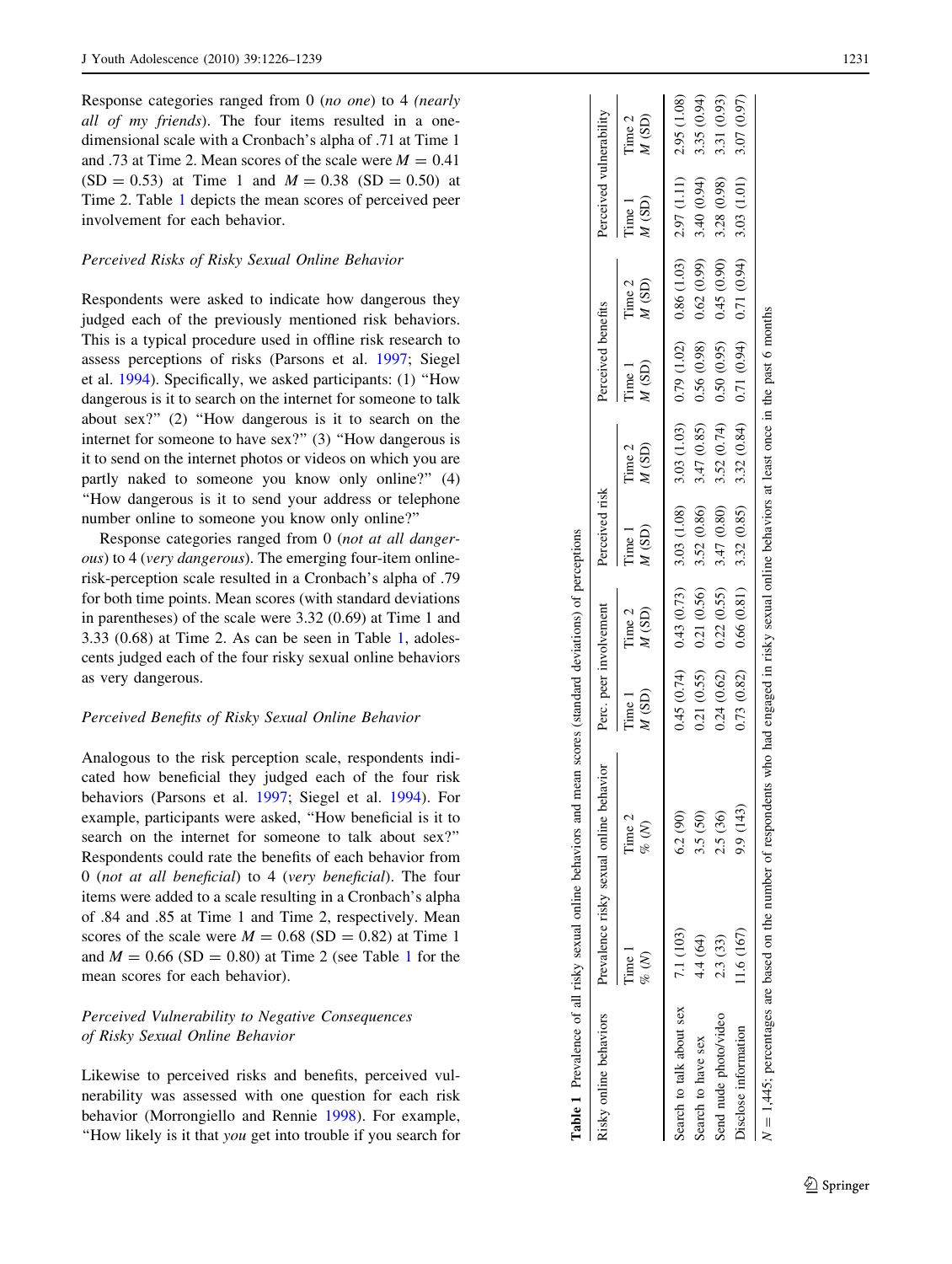Response categories ranged from 0 (*no one*) to 4 (*nearly all of my friends*). The four items resulted in a one-dimensional scale with a Cronbach's alpha of .71 at Time 1 and .73 at Time 2. Mean scores of the scale were $M = 0.41$ (SD $= 0.53$) at Time 1 and $M = 0.38$ (SD $= 0.50$) at Time 2. Table 1 depicts the mean scores of perceived peer involvement for each behavior.

### *Perceived Risks of Risky Sexual Online Behavior*

Respondents were asked to indicate how dangerous they judged each of the previously mentioned risk behaviors. This is a typical procedure used in offline risk research to assess perceptions of risks (Parsons et al. 1997; Siegel et al. 1994). Specifically, we asked participants: (1) "How dangerous is it to search on the internet for someone to talk about sex?" (2) "How dangerous is it to search on the internet for someone to have sex?" (3) "How dangerous is it to send on the internet photos or videos on which you are partly naked to someone you know only online?" (4) "How dangerous is it to send your address or telephone number online to someone you know only online?"

Response categories ranged from 0 (*not at all dangerous*) to 4 (*very dangerous*). The emerging four-item online-risk-perception scale resulted in a Cronbach's alpha of .79 for both time points. Mean scores (with standard deviations in parentheses) of the scale were 3.32 (0.69) at Time 1 and 3.33 (0.68) at Time 2. As can be seen in Table 1, adolescents judged each of the four risky sexual online behaviors as very dangerous.

### *Perceived Benefits of Risky Sexual Online Behavior*

Analogous to the risk perception scale, respondents indicated how beneficial they judged each of the four risk behaviors (Parsons et al. 1997; Siegel et al. 1994). For example, participants were asked, "How beneficial is it to search on the internet for someone to talk about sex?" Respondents could rate the benefits of each behavior from 0 (*not at all beneficial*) to 4 (*very beneficial*). The four items were added to a scale resulting in a Cronbach's alpha of .84 and .85 at Time 1 and Time 2, respectively. Mean scores of the scale were $M = 0.68$ (SD $= 0.82$) at Time 1 and $M = 0.66$ (SD $= 0.80$) at Time 2 (see Table 1 for the mean scores for each behavior).

### *Perceived Vulnerability to Negative Consequences of Risky Sexual Online Behavior*

Likewise to perceived risks and benefits, perceived vulnerability was assessed with one question for each risk behavior (Morrongiello and Rennie 1998). For example, "How likely is it that *you* get into trouble if you search for

**Table 1** Prevalence of all risky sexual online behaviors and mean scores (standard deviations) of perceptions

| Risky online behaviors | Prevalence risky sexual online behavior | | Perc. peer involvement | | Perceived risk | | Perceived benefits | | Perceived vulnerability | |
|---|---|---|---|---|---|---|---|---|---|---|
| | Time 1 % (N) | Time 2 % (N) | Time 1 M (SD) | Time 2 M (SD) | Time 1 M (SD) | Time 2 M (SD) | Time 1 M (SD) | Time 2 M (SD) | Time 1 M (SD) | Time 2 M (SD) |
| Search to talk about sex | 7.1 (103) | 6.2 (90) | 0.45 (0.74) | 0.43 (0.73) | 3.03 (1.08) | 3.03 (1.03) | 0.79 (1.02) | 0.86 (1.03) | 2.97 (1.11) | 2.95 (1.08) |
| Search to have sex | 4.4 (64) | 3.5 (50) | 0.21 (0.55) | 0.21 (0.56) | 3.52 (0.86) | 3.47 (0.85) | 0.56 (0.98) | 0.62 (0.99) | 3.40 (0.94) | 3.35 (0.94) |
| Send nude photo/video | 2.3 (33) | 2.5 (36) | 0.24 (0.62) | 0.22 (0.55) | 3.47 (0.80) | 3.52 (0.74) | 0.50 (0.95) | 0.45 (0.90) | 3.28 (0.98) | 3.31 (0.93) |
| Disclose information | 11.6 (167) | 9.9 (143) | 0.73 (0.82) | 0.66 (0.81) | 3.32 (0.85) | 3.32 (0.84) | 0.71 (0.94) | 0.71 (0.94) | 3.03 (1.01) | 3.07 (0.97) |

$N = 1{,}445$; percentages are based on the number of respondents who had engaged in risky sexual online behaviors at least once in the past 6 months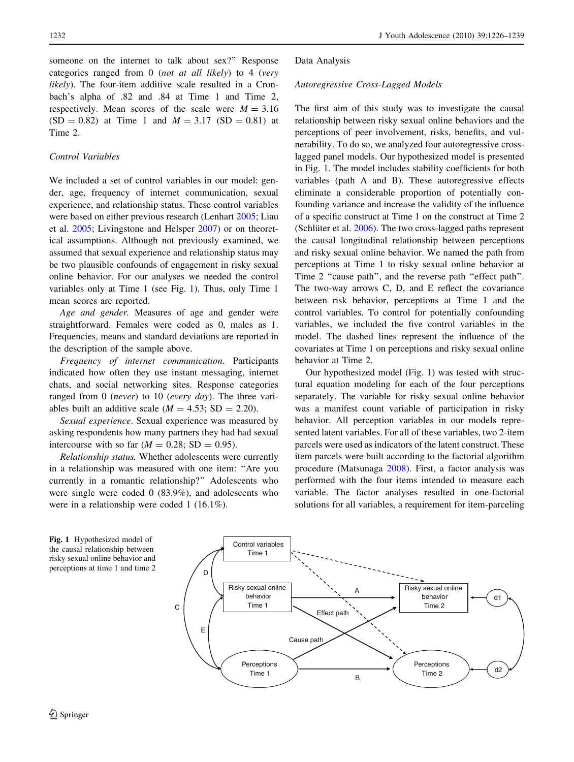someone on the internet to talk about sex?" Response categories ranged from 0 (*not at all likely*) to 4 (*very likely*). The four-item additive scale resulted in a Cronbach's alpha of .82 and .84 at Time 1 and Time 2, respectively. Mean scores of the scale were $M = 3.16$ (SD = 0.82) at Time 1 and $M = 3.17$ (SD = 0.81) at Time 2.

### Control Variables

We included a set of control variables in our model: gender, age, frequency of internet communication, sexual experience, and relationship status. These control variables were based on either previous research (Lenhart 2005; Liau et al. 2005; Livingstone and Helsper 2007) or on theoretical assumptions. Although not previously examined, we assumed that sexual experience and relationship status may be two plausible confounds of engagement in risky sexual online behavior. For our analyses we needed the control variables only at Time 1 (see Fig. 1). Thus, only Time 1 mean scores are reported.

*Age and gender.* Measures of age and gender were straightforward. Females were coded as 0, males as 1. Frequencies, means and standard deviations are reported in the description of the sample above.

*Frequency of internet communication.* Participants indicated how often they use instant messaging, internet chats, and social networking sites. Response categories ranged from 0 (*never*) to 10 (*every day*). The three variables built an additive scale ($M = 4.53$; SD = 2.20).

*Sexual experience.* Sexual experience was measured by asking respondents how many partners they had had sexual intercourse with so far ($M = 0.28$; SD = 0.95).

*Relationship status.* Whether adolescents were currently in a relationship was measured with one item: "Are you currently in a romantic relationship?" Adolescents who were single were coded 0 (83.9%), and adolescents who were in a relationship were coded 1 (16.1%).

## Data Analysis

### Autoregressive Cross-Lagged Models

The first aim of this study was to investigate the causal relationship between risky sexual online behaviors and the perceptions of peer involvement, risks, benefits, and vulnerability. To do so, we analyzed four autoregressive cross-lagged panel models. Our hypothesized model is presented in Fig. 1. The model includes stability coefficients for both variables (path A and B). These autoregressive effects eliminate a considerable proportion of potentially confounding variance and increase the validity of the influence of a specific construct at Time 1 on the construct at Time 2 (Schlüter et al. 2006). The two cross-lagged paths represent the causal longitudinal relationship between perceptions and risky sexual online behavior. We named the path from perceptions at Time 1 to risky sexual online behavior at Time 2 "cause path", and the reverse path "effect path". The two-way arrows C, D, and E reflect the covariance between risk behavior, perceptions at Time 1 and the control variables. To control for potentially confounding variables, we included the five control variables in the model. The dashed lines represent the influence of the covariates at Time 1 on perceptions and risky sexual online behavior at Time 2.

Our hypothesized model (Fig. 1) was tested with structural equation modeling for each of the four perceptions separately. The variable for risky sexual online behavior was a manifest count variable of participation in risky behavior. All perception variables in our models represented latent variables. For all of these variables, two 2-item parcels were used as indicators of the latent construct. These item parcels were built according to the factorial algorithm procedure (Matsunaga 2008). First, a factor analysis was performed with the four items intended to measure each variable. The factor analyses resulted in one-factorial solutions for all variables, a requirement for item-parceling

**Fig. 1** Hypothesized model of the causal relationship between risky sexual online behavior and perceptions at time 1 and time 2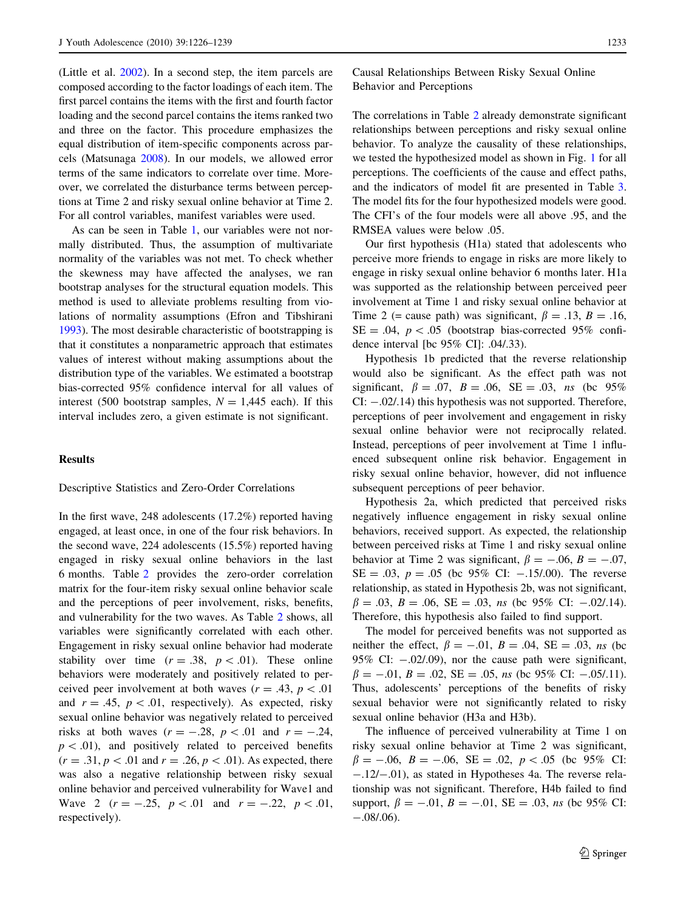(Little et al. 2002). In a second step, the item parcels are composed according to the factor loadings of each item. The first parcel contains the items with the first and fourth factor loading and the second parcel contains the items ranked two and three on the factor. This procedure emphasizes the equal distribution of item-specific components across parcels (Matsunaga 2008). In our models, we allowed error terms of the same indicators to correlate over time. Moreover, we correlated the disturbance terms between perceptions at Time 2 and risky sexual online behavior at Time 2. For all control variables, manifest variables were used.

As can be seen in Table 1, our variables were not normally distributed. Thus, the assumption of multivariate normality of the variables was not met. To check whether the skewness may have affected the analyses, we ran bootstrap analyses for the structural equation models. This method is used to alleviate problems resulting from violations of normality assumptions (Efron and Tibshirani 1993). The most desirable characteristic of bootstrapping is that it constitutes a nonparametric approach that estimates values of interest without making assumptions about the distribution type of the variables. We estimated a bootstrap bias-corrected 95% confidence interval for all values of interest (500 bootstrap samples, $N = 1{,}445$ each). If this interval includes zero, a given estimate is not significant.

## Results

### Descriptive Statistics and Zero-Order Correlations

In the first wave, 248 adolescents (17.2%) reported having engaged, at least once, in one of the four risk behaviors. In the second wave, 224 adolescents (15.5%) reported having engaged in risky sexual online behaviors in the last 6 months. Table 2 provides the zero-order correlation matrix for the four-item risky sexual online behavior scale and the perceptions of peer involvement, risks, benefits, and vulnerability for the two waves. As Table 2 shows, all variables were significantly correlated with each other. Engagement in risky sexual online behavior had moderate stability over time ($r = .38$, $p < .01$). These online behaviors were moderately and positively related to perceived peer involvement at both waves ($r = .43$, $p < .01$ and $r = .45$, $p < .01$, respectively). As expected, risky sexual online behavior was negatively related to perceived risks at both waves ($r = -.28$, $p < .01$ and $r = -.24$, $p < .01$), and positively related to perceived benefits ($r = .31$, $p < .01$ and $r = .26$, $p < .01$). As expected, there was also a negative relationship between risky sexual online behavior and perceived vulnerability for Wave1 and Wave 2 ($r = -.25$, $p < .01$ and $r = -.22$, $p < .01$, respectively).

### Causal Relationships Between Risky Sexual Online Behavior and Perceptions

The correlations in Table 2 already demonstrate significant relationships between perceptions and risky sexual online behavior. To analyze the causality of these relationships, we tested the hypothesized model as shown in Fig. 1 for all perceptions. The coefficients of the cause and effect paths, and the indicators of model fit are presented in Table 3. The model fits for the four hypothesized models were good. The CFI's of the four models were all above .95, and the RMSEA values were below .05.

Our first hypothesis (H1a) stated that adolescents who perceive more friends to engage in risks are more likely to engage in risky sexual online behavior 6 months later. H1a was supported as the relationship between perceived peer involvement at Time 1 and risky sexual online behavior at Time 2 (= cause path) was significant, $\beta = .13$, $B = .16$, $SE = .04$, $p < .05$ (bootstrap bias-corrected 95% confidence interval [bc 95% CI]: .04/.33).

Hypothesis 1b predicted that the reverse relationship would also be significant. As the effect path was not significant, $\beta = .07$, $B = .06$, $SE = .03$, *ns* (bc 95% CI: $-.02$/.14) this hypothesis was not supported. Therefore, perceptions of peer involvement and engagement in risky sexual online behavior were not reciprocally related. Instead, perceptions of peer involvement at Time 1 influenced subsequent online risk behavior. Engagement in risky sexual online behavior, however, did not influence subsequent perceptions of peer behavior.

Hypothesis 2a, which predicted that perceived risks negatively influence engagement in risky sexual online behaviors, received support. As expected, the relationship between perceived risks at Time 1 and risky sexual online behavior at Time 2 was significant, $\beta = -.06$, $B = -.07$, $SE = .03$, $p = .05$ (bc 95% CI: $-.15$/.00). The reverse relationship, as stated in Hypothesis 2b, was not significant, $\beta = .03$, $B = .06$, $SE = .03$, *ns* (bc 95% CI: $-.02$/.14). Therefore, this hypothesis also failed to find support.

The model for perceived benefits was not supported as neither the effect, $\beta = -.01$, $B = .04$, $SE = .03$, *ns* (bc 95% CI: $-.02$/.09), nor the cause path were significant, $\beta = -.01$, $B = .02$, $SE = .05$, *ns* (bc 95% CI: $-.05$/.11). Thus, adolescents' perceptions of the benefits of risky sexual behavior were not significantly related to risky sexual online behavior (H3a and H3b).

The influence of perceived vulnerability at Time 1 on risky sexual online behavior at Time 2 was significant, $\beta = -.06$, $B = -.06$, $SE = .02$, $p < .05$ (bc 95% CI: $-.12$/$-.01$), as stated in Hypotheses 4a. The reverse relationship was not significant. Therefore, H4b failed to find support, $\beta = -.01$, $B = -.01$, $SE = .03$, *ns* (bc 95% CI: $-.08$/.06).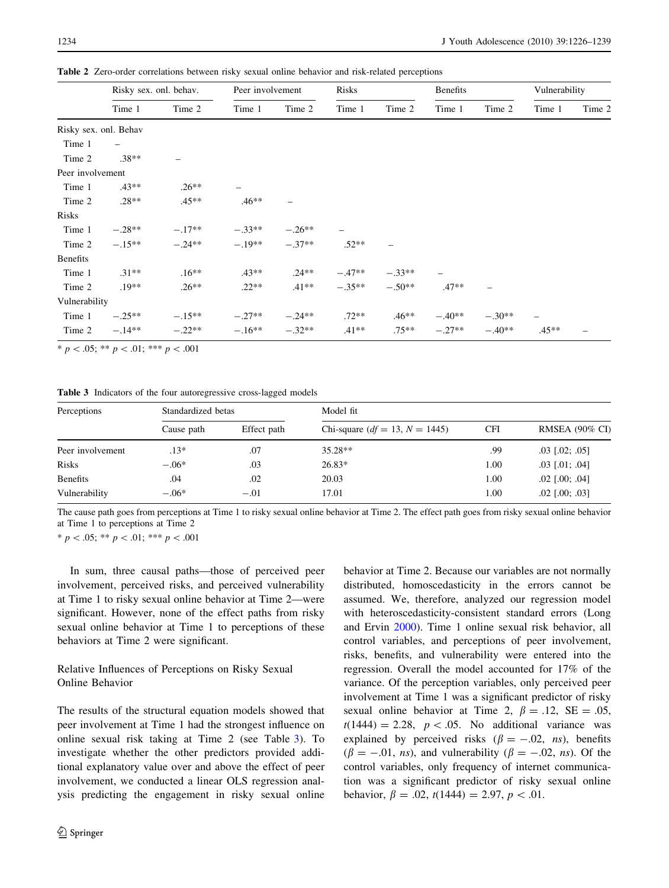**Table 2** Zero-order correlations between risky sexual online behavior and risk-related perceptions

| | Risky sex. onl. behav. | | Peer involvement | | Risks | | Benefits | | Vulnerability | |
|---|---|---|---|---|---|---|---|---|---|---|
| | Time 1 | Time 2 | Time 1 | Time 2 | Time 1 | Time 2 | Time 1 | Time 2 | Time 1 | Time 2 |
| Risky sex. onl. Behav | | | | | | | | | | |
| Time 1 | – | | | | | | | | | |
| Time 2 | .38** | – | | | | | | | | |
| Peer involvement | | | | | | | | | | |
| Time 1 | .43** | .26** | – | | | | | | | |
| Time 2 | .28** | .45** | .46** | – | | | | | | |
| Risks | | | | | | | | | | |
| Time 1 | −.28** | −.17** | −.33** | −.26** | – | | | | | |
| Time 2 | −.15** | −.24** | −.19** | −.37** | .52** | – | | | | |
| Benefits | | | | | | | | | | |
| Time 1 | .31** | .16** | .43** | .24** | −.47** | −.33** | – | | | |
| Time 2 | .19** | .26** | .22** | .41** | −.35** | −.50** | .47** | – | | |
| Vulnerability | | | | | | | | | | |
| Time 1 | −.25** | −.15** | −.27** | −.24** | .72** | .46** | −.40** | −.30** | – | |
| Time 2 | −.14** | −.22** | −.16** | −.32** | .41** | .75** | −.27** | −.40** | .45** | – |

\* $p < .05$; \*\* $p < .01$; \*\*\* $p < .001$

**Table 3** Indicators of the four autoregressive cross-lagged models

| Perceptions | Standardized betas | | Model fit | | |
|---|---|---|---|---|---|
| | Cause path | Effect path | Chi-square ($df = 13$, $N = 1445$) | CFI | RMSEA (90% CI) |
| Peer involvement | .13* | .07 | 35.28** | .99 | .03 [.02; .05] |
| Risks | −.06* | .03 | 26.83* | 1.00 | .03 [.01; .04] |
| Benefits | .04 | .02 | 20.03 | 1.00 | .02 [.00; .04] |
| Vulnerability | −.06* | −.01 | 17.01 | 1.00 | .02 [.00; .03] |

The cause path goes from perceptions at Time 1 to risky sexual online behavior at Time 2. The effect path goes from risky sexual online behavior at Time 1 to perceptions at Time 2

\* $p < .05$; \*\* $p < .01$; \*\*\* $p < .001$

In sum, three causal paths—those of perceived peer involvement, perceived risks, and perceived vulnerability at Time 1 to risky sexual online behavior at Time 2—were significant. However, none of the effect paths from risky sexual online behavior at Time 1 to perceptions of these behaviors at Time 2 were significant.

### Relative Influences of Perceptions on Risky Sexual Online Behavior

The results of the structural equation models showed that peer involvement at Time 1 had the strongest influence on online sexual risk taking at Time 2 (see Table 3). To investigate whether the other predictors provided additional explanatory value over and above the effect of peer involvement, we conducted a linear OLS regression analysis predicting the engagement in risky sexual online behavior at Time 2. Because our variables are not normally distributed, homoscedasticity in the errors cannot be assumed. We, therefore, analyzed our regression model with heteroscedasticity-consistent standard errors (Long and Ervin 2000). Time 1 online sexual risk behavior, all control variables, and perceptions of peer involvement, risks, benefits, and vulnerability were entered into the regression. Overall the model accounted for 17% of the variance. Of the perception variables, only perceived peer involvement at Time 1 was a significant predictor of risky sexual online behavior at Time 2, $\beta = .12$, SE = .05, $t(1444) = 2.28$, $p < .05$. No additional variance was explained by perceived risks ($\beta = -.02$, *ns*), benefits ($\beta = -.01$, *ns*), and vulnerability ($\beta = -.02$, *ns*). Of the control variables, only frequency of internet communication was a significant predictor of risky sexual online behavior, $\beta = .02$, $t(1444) = 2.97$, $p < .01$.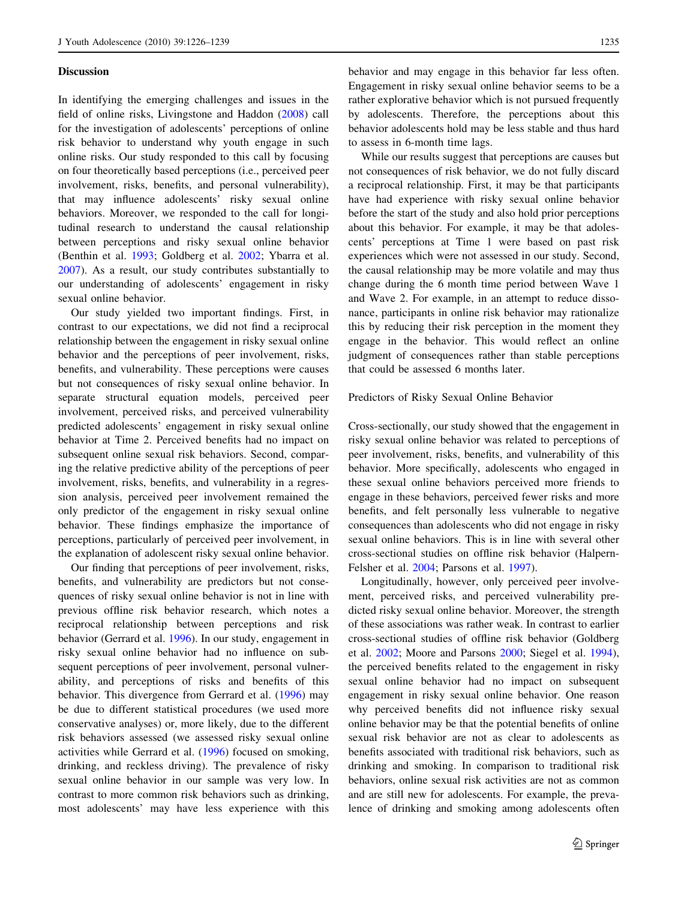## Discussion

In identifying the emerging challenges and issues in the field of online risks, Livingstone and Haddon (2008) call for the investigation of adolescents' perceptions of online risk behavior to understand why youth engage in such online risks. Our study responded to this call by focusing on four theoretically based perceptions (i.e., perceived peer involvement, risks, benefits, and personal vulnerability), that may influence adolescents' risky sexual online behaviors. Moreover, we responded to the call for longitudinal research to understand the causal relationship between perceptions and risky sexual online behavior (Benthin et al. 1993; Goldberg et al. 2002; Ybarra et al. 2007). As a result, our study contributes substantially to our understanding of adolescents' engagement in risky sexual online behavior.

Our study yielded two important findings. First, in contrast to our expectations, we did not find a reciprocal relationship between the engagement in risky sexual online behavior and the perceptions of peer involvement, risks, benefits, and vulnerability. These perceptions were causes but not consequences of risky sexual online behavior. In separate structural equation models, perceived peer involvement, perceived risks, and perceived vulnerability predicted adolescents' engagement in risky sexual online behavior at Time 2. Perceived benefits had no impact on subsequent online sexual risk behaviors. Second, comparing the relative predictive ability of the perceptions of peer involvement, risks, benefits, and vulnerability in a regression analysis, perceived peer involvement remained the only predictor of the engagement in risky sexual online behavior. These findings emphasize the importance of perceptions, particularly of perceived peer involvement, in the explanation of adolescent risky sexual online behavior.

Our finding that perceptions of peer involvement, risks, benefits, and vulnerability are predictors but not consequences of risky sexual online behavior is not in line with previous offline risk behavior research, which notes a reciprocal relationship between perceptions and risk behavior (Gerrard et al. 1996). In our study, engagement in risky sexual online behavior had no influence on subsequent perceptions of peer involvement, personal vulnerability, and perceptions of risks and benefits of this behavior. This divergence from Gerrard et al. (1996) may be due to different statistical procedures (we used more conservative analyses) or, more likely, due to the different risk behaviors assessed (we assessed risky sexual online activities while Gerrard et al. (1996) focused on smoking, drinking, and reckless driving). The prevalence of risky sexual online behavior in our sample was very low. In contrast to more common risk behaviors such as drinking, most adolescents' may have less experience with this behavior and may engage in this behavior far less often. Engagement in risky sexual online behavior seems to be a rather explorative behavior which is not pursued frequently by adolescents. Therefore, the perceptions about this behavior adolescents hold may be less stable and thus hard to assess in 6-month time lags.

While our results suggest that perceptions are causes but not consequences of risk behavior, we do not fully discard a reciprocal relationship. First, it may be that participants have had experience with risky sexual online behavior before the start of the study and also hold prior perceptions about this behavior. For example, it may be that adolescents' perceptions at Time 1 were based on past risk experiences which were not assessed in our study. Second, the causal relationship may be more volatile and may thus change during the 6 month time period between Wave 1 and Wave 2. For example, in an attempt to reduce dissonance, participants in online risk behavior may rationalize this by reducing their risk perception in the moment they engage in the behavior. This would reflect an online judgment of consequences rather than stable perceptions that could be assessed 6 months later.

### Predictors of Risky Sexual Online Behavior

Cross-sectionally, our study showed that the engagement in risky sexual online behavior was related to perceptions of peer involvement, risks, benefits, and vulnerability of this behavior. More specifically, adolescents who engaged in these sexual online behaviors perceived more friends to engage in these behaviors, perceived fewer risks and more benefits, and felt personally less vulnerable to negative consequences than adolescents who did not engage in risky sexual online behaviors. This is in line with several other cross-sectional studies on offline risk behavior (Halpern-Felsher et al. 2004; Parsons et al. 1997).

Longitudinally, however, only perceived peer involvement, perceived risks, and perceived vulnerability predicted risky sexual online behavior. Moreover, the strength of these associations was rather weak. In contrast to earlier cross-sectional studies of offline risk behavior (Goldberg et al. 2002; Moore and Parsons 2000; Siegel et al. 1994), the perceived benefits related to the engagement in risky sexual online behavior had no impact on subsequent engagement in risky sexual online behavior. One reason why perceived benefits did not influence risky sexual online behavior may be that the potential benefits of online sexual risk behavior are not as clear to adolescents as benefits associated with traditional risk behaviors, such as drinking and smoking. In comparison to traditional risk behaviors, online sexual risk activities are not as common and are still new for adolescents. For example, the prevalence of drinking and smoking among adolescents often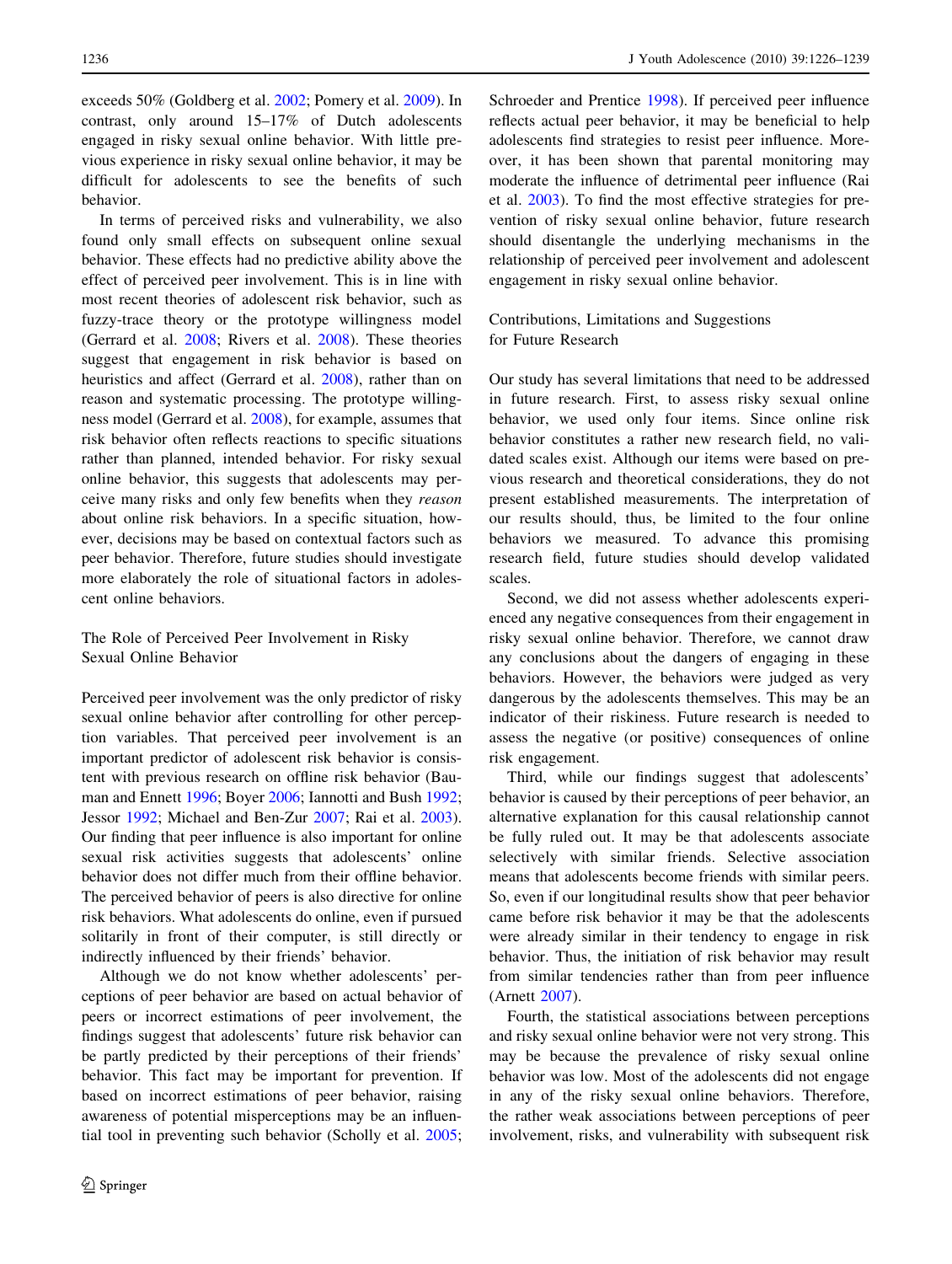exceeds 50% (Goldberg et al. 2002; Pomery et al. 2009). In contrast, only around 15–17% of Dutch adolescents engaged in risky sexual online behavior. With little previous experience in risky sexual online behavior, it may be difficult for adolescents to see the benefits of such behavior.

In terms of perceived risks and vulnerability, we also found only small effects on subsequent online sexual behavior. These effects had no predictive ability above the effect of perceived peer involvement. This is in line with most recent theories of adolescent risk behavior, such as fuzzy-trace theory or the prototype willingness model (Gerrard et al. 2008; Rivers et al. 2008). These theories suggest that engagement in risk behavior is based on heuristics and affect (Gerrard et al. 2008), rather than on reason and systematic processing. The prototype willingness model (Gerrard et al. 2008), for example, assumes that risk behavior often reflects reactions to specific situations rather than planned, intended behavior. For risky sexual online behavior, this suggests that adolescents may perceive many risks and only few benefits when they *reason* about online risk behaviors. In a specific situation, however, decisions may be based on contextual factors such as peer behavior. Therefore, future studies should investigate more elaborately the role of situational factors in adolescent online behaviors.

### The Role of Perceived Peer Involvement in Risky Sexual Online Behavior

Perceived peer involvement was the only predictor of risky sexual online behavior after controlling for other perception variables. That perceived peer involvement is an important predictor of adolescent risk behavior is consistent with previous research on offline risk behavior (Bauman and Ennett 1996; Boyer 2006; Iannotti and Bush 1992; Jessor 1992; Michael and Ben-Zur 2007; Rai et al. 2003). Our finding that peer influence is also important for online sexual risk activities suggests that adolescents' online behavior does not differ much from their offline behavior. The perceived behavior of peers is also directive for online risk behaviors. What adolescents do online, even if pursued solitarily in front of their computer, is still directly or indirectly influenced by their friends' behavior.

Although we do not know whether adolescents' perceptions of peer behavior are based on actual behavior of peers or incorrect estimations of peer involvement, the findings suggest that adolescents' future risk behavior can be partly predicted by their perceptions of their friends' behavior. This fact may be important for prevention. If based on incorrect estimations of peer behavior, raising awareness of potential misperceptions may be an influential tool in preventing such behavior (Scholly et al. 2005; Schroeder and Prentice 1998). If perceived peer influence reflects actual peer behavior, it may be beneficial to help adolescents find strategies to resist peer influence. Moreover, it has been shown that parental monitoring may moderate the influence of detrimental peer influence (Rai et al. 2003). To find the most effective strategies for prevention of risky sexual online behavior, future research should disentangle the underlying mechanisms in the relationship of perceived peer involvement and adolescent engagement in risky sexual online behavior.

### Contributions, Limitations and Suggestions for Future Research

Our study has several limitations that need to be addressed in future research. First, to assess risky sexual online behavior, we used only four items. Since online risk behavior constitutes a rather new research field, no validated scales exist. Although our items were based on previous research and theoretical considerations, they do not present established measurements. The interpretation of our results should, thus, be limited to the four online behaviors we measured. To advance this promising research field, future studies should develop validated scales.

Second, we did not assess whether adolescents experienced any negative consequences from their engagement in risky sexual online behavior. Therefore, we cannot draw any conclusions about the dangers of engaging in these behaviors. However, the behaviors were judged as very dangerous by the adolescents themselves. This may be an indicator of their riskiness. Future research is needed to assess the negative (or positive) consequences of online risk engagement.

Third, while our findings suggest that adolescents' behavior is caused by their perceptions of peer behavior, an alternative explanation for this causal relationship cannot be fully ruled out. It may be that adolescents associate selectively with similar friends. Selective association means that adolescents become friends with similar peers. So, even if our longitudinal results show that peer behavior came before risk behavior it may be that the adolescents were already similar in their tendency to engage in risk behavior. Thus, the initiation of risk behavior may result from similar tendencies rather than from peer influence (Arnett 2007).

Fourth, the statistical associations between perceptions and risky sexual online behavior were not very strong. This may be because the prevalence of risky sexual online behavior was low. Most of the adolescents did not engage in any of the risky sexual online behaviors. Therefore, the rather weak associations between perceptions of peer involvement, risks, and vulnerability with subsequent risk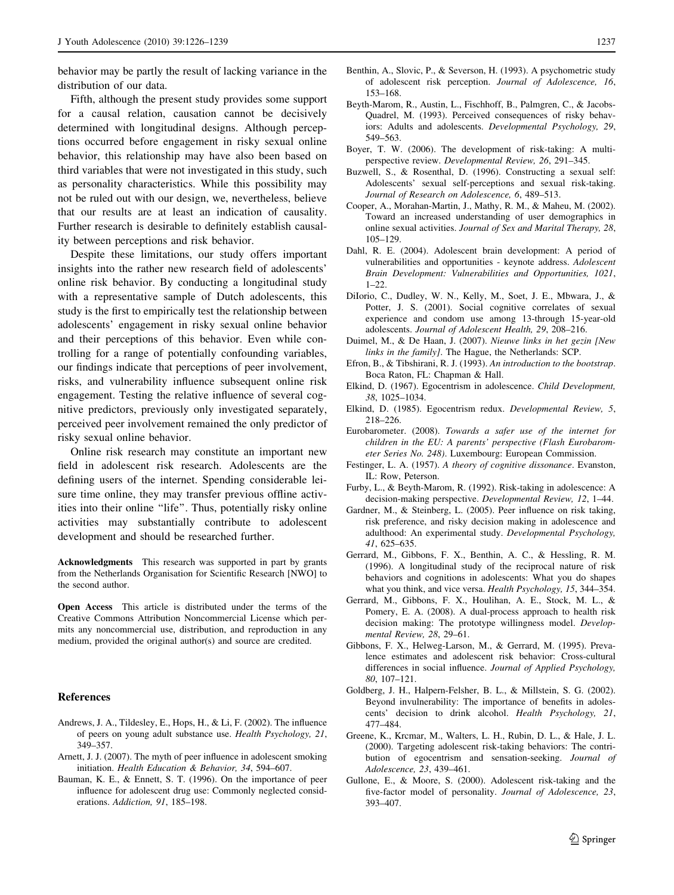behavior may be partly the result of lacking variance in the distribution of our data.

Fifth, although the present study provides some support for a causal relation, causation cannot be decisively determined with longitudinal designs. Although perceptions occurred before engagement in risky sexual online behavior, this relationship may have also been based on third variables that were not investigated in this study, such as personality characteristics. While this possibility may not be ruled out with our design, we, nevertheless, believe that our results are at least an indication of causality. Further research is desirable to definitely establish causality between perceptions and risk behavior.

Despite these limitations, our study offers important insights into the rather new research field of adolescents' online risk behavior. By conducting a longitudinal study with a representative sample of Dutch adolescents, this study is the first to empirically test the relationship between adolescents' engagement in risky sexual online behavior and their perceptions of this behavior. Even while controlling for a range of potentially confounding variables, our findings indicate that perceptions of peer involvement, risks, and vulnerability influence subsequent online risk engagement. Testing the relative influence of several cognitive predictors, previously only investigated separately, perceived peer involvement remained the only predictor of risky sexual online behavior.

Online risk research may constitute an important new field in adolescent risk research. Adolescents are the defining users of the internet. Spending considerable leisure time online, they may transfer previous offline activities into their online "life". Thus, potentially risky online activities may substantially contribute to adolescent development and should be researched further.

**Acknowledgments** This research was supported in part by grants from the Netherlands Organisation for Scientific Research [NWO] to the second author.

**Open Access** This article is distributed under the terms of the Creative Commons Attribution Noncommercial License which permits any noncommercial use, distribution, and reproduction in any medium, provided the original author(s) and source are credited.

## References

Andrews, J. A., Tildesley, E., Hops, H., & Li, F. (2002). The influence of peers on young adult substance use. *Health Psychology, 21*, 349–357.

Arnett, J. J. (2007). The myth of peer influence in adolescent smoking initiation. *Health Education & Behavior, 34*, 594–607.

Bauman, K. E., & Ennett, S. T. (1996). On the importance of peer influence for adolescent drug use: Commonly neglected considerations. *Addiction, 91*, 185–198.

Benthin, A., Slovic, P., & Severson, H. (1993). A psychometric study of adolescent risk perception. *Journal of Adolescence, 16*, 153–168.

Beyth-Marom, R., Austin, L., Fischhoff, B., Palmgren, C., & Jacobs-Quadrel, M. (1993). Perceived consequences of risky behaviors: Adults and adolescents. *Developmental Psychology, 29*, 549–563.

Boyer, T. W. (2006). The development of risk-taking: A multi-perspective review. *Developmental Review, 26*, 291–345.

Buzwell, S., & Rosenthal, D. (1996). Constructing a sexual self: Adolescents' sexual self-perceptions and sexual risk-taking. *Journal of Research on Adolescence, 6*, 489–513.

Cooper, A., Morahan-Martin, J., Mathy, R. M., & Maheu, M. (2002). Toward an increased understanding of user demographics in online sexual activities. *Journal of Sex and Marital Therapy, 28*, 105–129.

Dahl, R. E. (2004). Adolescent brain development: A period of vulnerabilities and opportunities - keynote address. *Adolescent Brain Development: Vulnerabilities and Opportunities, 1021*, 1–22.

DiIorio, C., Dudley, W. N., Kelly, M., Soet, J. E., Mbwara, J., & Potter, J. S. (2001). Social cognitive correlates of sexual experience and condom use among 13-through 15-year-old adolescents. *Journal of Adolescent Health, 29*, 208–216.

Duimel, M., & De Haan, J. (2007). *Nieuwe links in het gezin [New links in the family]*. The Hague, the Netherlands: SCP.

Efron, B., & Tibshirani, R. J. (1993). *An introduction to the bootstrap*. Boca Raton, FL: Chapman & Hall.

Elkind, D. (1967). Egocentrism in adolescence. *Child Development, 38*, 1025–1034.

Elkind, D. (1985). Egocentrism redux. *Developmental Review, 5*, 218–226.

Eurobarometer. (2008). *Towards a safer use of the internet for children in the EU: A parents' perspective (Flash Eurobarometer Series No. 248)*. Luxembourg: European Commission.

Festinger, L. A. (1957). *A theory of cognitive dissonance*. Evanston, IL: Row, Peterson.

Furby, L., & Beyth-Marom, R. (1992). Risk-taking in adolescence: A decision-making perspective. *Developmental Review, 12*, 1–44.

Gardner, M., & Steinberg, L. (2005). Peer influence on risk taking, risk preference, and risky decision making in adolescence and adulthood: An experimental study. *Developmental Psychology, 41*, 625–635.

Gerrard, M., Gibbons, F. X., Benthin, A. C., & Hessling, R. M. (1996). A longitudinal study of the reciprocal nature of risk behaviors and cognitions in adolescents: What you do shapes what you think, and vice versa. *Health Psychology, 15*, 344–354.

Gerrard, M., Gibbons, F. X., Houlihan, A. E., Stock, M. L., & Pomery, E. A. (2008). A dual-process approach to health risk decision making: The prototype willingness model. *Developmental Review, 28*, 29–61.

Gibbons, F. X., Helweg-Larson, M., & Gerrard, M. (1995). Prevalence estimates and adolescent risk behavior: Cross-cultural differences in social influence. *Journal of Applied Psychology, 80*, 107–121.

Goldberg, J. H., Halpern-Felsher, B. L., & Millstein, S. G. (2002). Beyond invulnerability: The importance of benefits in adolescents' decision to drink alcohol. *Health Psychology, 21*, 477–484.

Greene, K., Krcmar, M., Walters, L. H., Rubin, D. L., & Hale, J. L. (2000). Targeting adolescent risk-taking behaviors: The contribution of egocentrism and sensation-seeking. *Journal of Adolescence, 23*, 439–461.

Gullone, E., & Moore, S. (2000). Adolescent risk-taking and the five-factor model of personality. *Journal of Adolescence, 23*, 393–407.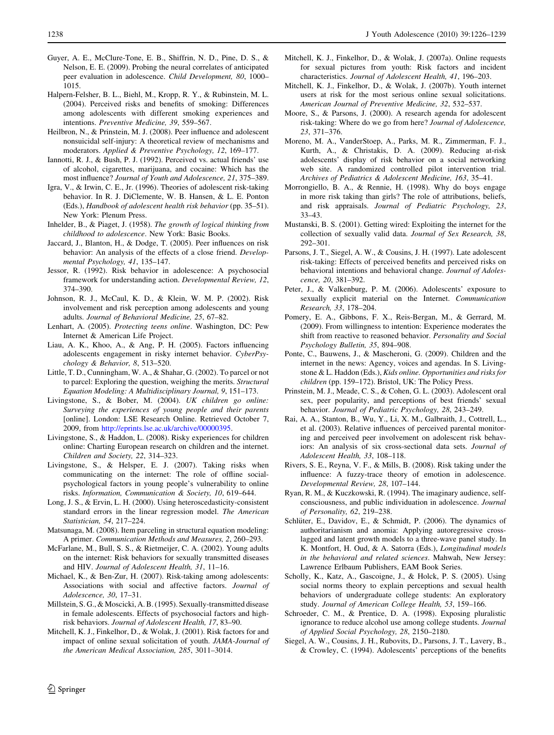Guyer, A. E., McClure-Tone, E. B., Shiffrin, N. D., Pine, D. S., & Nelson, E. E. (2009). Probing the neural correlates of anticipated peer evaluation in adolescence. *Child Development, 80*, 1000–1015.

Halpern-Felsher, B. L., Biehl, M., Kropp, R. Y., & Rubinstein, M. L. (2004). Perceived risks and benefits of smoking: Differences among adolescents with different smoking experiences and intentions. *Preventive Medicine, 39*, 559–567.

Heilbron, N., & Prinstein, M. J. (2008). Peer influence and adolescent nonsuicidal self-injury: A theoretical review of mechanisms and moderators. *Applied & Preventive Psychology, 12*, 169–177.

Iannotti, R. J., & Bush, P. J. (1992). Perceived vs. actual friends' use of alcohol, cigarettes, marijuana, and cocaine: Which has the most influence? *Journal of Youth and Adolescence, 21*, 375–389.

Igra, V., & Irwin, C. E., Jr. (1996). Theories of adolescent risk-taking behavior. In R. J. DiClemente, W. B. Hansen, & L. E. Ponton (Eds.), *Handbook of adolescent health risk behavior* (pp. 35–51). New York: Plenum Press.

Inhelder, B., & Piaget, J. (1958). *The growth of logical thinking from childhood to adolescence*. New York: Basic Books.

Jaccard, J., Blanton, H., & Dodge, T. (2005). Peer influences on risk behavior: An analysis of the effects of a close friend. *Developmental Psychology, 41*, 135–147.

Jessor, R. (1992). Risk behavior in adolescence: A psychosocial framework for understanding action. *Developmental Review, 12*, 374–390.

Johnson, R. J., McCaul, K. D., & Klein, W. M. P. (2002). Risk involvement and risk perception among adolescents and young adults. *Journal of Behavioral Medicine, 25*, 67–82.

Lenhart, A. (2005). *Protecting teens online*. Washington, DC: Pew Internet & American Life Project.

Liau, A. K., Khoo, A., & Ang, P. H. (2005). Factors influencing adolescents engagement in risky internet behavior. *CyberPsychology & Behavior, 8*, 513–520.

Little, T. D., Cunningham, W. A., & Shahar, G. (2002). To parcel or not to parcel: Exploring the question, weighing the merits. *Structural Equation Modeling: A Multidisciplinary Journal, 9*, 151–173.

Livingstone, S., & Bober, M. (2004). *UK children go online: Surveying the experiences of young people and their parents* [online]. London: LSE Research Online. Retrieved October 7, 2009, from http://eprints.lse.ac.uk/archive/00000395.

Livingstone, S., & Haddon, L. (2008). Risky experiences for children online: Charting European research on children and the internet. *Children and Society, 22*, 314–323.

Livingstone, S., & Helsper, E. J. (2007). Taking risks when communicating on the internet: The role of offline social-psychological factors in young people's vulnerability to online risks. *Information, Communication & Society, 10*, 619–644.

Long, J. S., & Ervin, L. H. (2000). Using heteroscedasticity-consistent standard errors in the linear regression model. *The American Statistician, 54*, 217–224.

Matsunaga, M. (2008). Item parceling in structural equation modeling: A primer. *Communication Methods and Measures, 2*, 260–293.

McFarlane, M., Bull, S. S., & Rietmeijer, C. A. (2002). Young adults on the internet: Risk behaviors for sexually transmitted diseases and HIV. *Journal of Adolescent Health, 31*, 11–16.

Michael, K., & Ben-Zur, H. (2007). Risk-taking among adolescents: Associations with social and affective factors. *Journal of Adolescence, 30*, 17–31.

Millstein, S. G., & Moscicki, A. B. (1995). Sexually-transmitted disease in female adolescents. Effects of psychosocial factors and high-risk behaviors. *Journal of Adolescent Health, 17*, 83–90.

Mitchell, K. J., Finkelhor, D., & Wolak, J. (2001). Risk factors for and impact of online sexual solicitation of youth. *JAMA-Journal of the American Medical Association, 285*, 3011–3014.

Mitchell, K. J., Finkelhor, D., & Wolak, J. (2007a). Online requests for sexual pictures from youth: Risk factors and incident characteristics. *Journal of Adolescent Health, 41*, 196–203.

Mitchell, K. J., Finkelhor, D., & Wolak, J. (2007b). Youth internet users at risk for the most serious online sexual solicitations. *American Journal of Preventive Medicine, 32*, 532–537.

Moore, S., & Parsons, J. (2000). A research agenda for adolescent risk-taking: Where do we go from here? *Journal of Adolescence, 23*, 371–376.

Moreno, M. A., VanderStoep, A., Parks, M. R., Zimmerman, F. J., Kurth, A., & Christakis, D. A. (2009). Reducing at-risk adolescents' display of risk behavior on a social networking web site. A randomized controlled pilot intervention trial. *Archives of Pediatrics & Adolescent Medicine, 163*, 35–41.

Morrongiello, B. A., & Rennie, H. (1998). Why do boys engage in more risk taking than girls? The role of attributions, beliefs, and risk appraisals. *Journal of Pediatric Psychology, 23*, 33–43.

Mustanski, B. S. (2001). Getting wired: Exploiting the internet for the collection of sexually valid data. *Journal of Sex Research, 38*, 292–301.

Parsons, J. T., Siegel, A. W., & Cousins, J. H. (1997). Late adolescent risk-taking: Effects of perceived benefits and perceived risks on behavioral intentions and behavioral change. *Journal of Adolescence, 20*, 381–392.

Peter, J., & Valkenburg, P. M. (2006). Adolescents' exposure to sexually explicit material on the Internet. *Communication Research, 33*, 178–204.

Pomery, E. A., Gibbons, F. X., Reis-Bergan, M., & Gerrard, M. (2009). From willingness to intention: Experience moderates the shift from reactive to reasoned behavior. *Personality and Social Psychology Bulletin, 35*, 894–908.

Ponte, C., Bauwens, J., & Mascheroni, G. (2009). Children and the internet in the news: Agency, voices and agendas. In S. Livingstone & L. Haddon (Eds.), *Kids online. Opportunities and risks for children* (pp. 159–172). Bristol, UK: The Policy Press.

Prinstein, M. J., Meade, C. S., & Cohen, G. L. (2003). Adolescent oral sex, peer popularity, and perceptions of best friends' sexual behavior. *Journal of Pediatric Psychology, 28*, 243–249.

Rai, A. A., Stanton, B., Wu, Y., Li, X. M., Galbraith, J., Cottrell, L., et al. (2003). Relative influences of perceived parental monitoring and perceived peer involvement on adolescent risk behaviors: An analysis of six cross-sectional data sets. *Journal of Adolescent Health, 33*, 108–118.

Rivers, S. E., Reyna, V. F., & Mills, B. (2008). Risk taking under the influence: A fuzzy-trace theory of emotion in adolescence. *Developmental Review, 28*, 107–144.

Ryan, R. M., & Kuczkowski, R. (1994). The imaginary audience, self-consciousness, and public individuation in adolescence. *Journal of Personality, 62*, 219–238.

Schlüter, E., Davidov, E., & Schmidt, P. (2006). The dynamics of authoritarianism and anomia: Applying autoregressive cross-lagged and latent growth models to a three-wave panel study. In K. Montfort, H. Oud, & A. Satorra (Eds.), *Longitudinal models in the behavioral and related sciences*. Mahwah, New Jersey: Lawrence Erlbaum Publishers, EAM Book Series.

Scholly, K., Katz, A., Gascoigne, J., & Holck, P. S. (2005). Using social norms theory to explain perceptions and sexual health behaviors of undergraduate college students: An exploratory study. *Journal of American College Health, 53*, 159–166.

Schroeder, C. M., & Prentice, D. A. (1998). Exposing pluralistic ignorance to reduce alcohol use among college students. *Journal of Applied Social Psychology, 28*, 2150–2180.

Siegel, A. W., Cousins, J. H., Rubovits, D., Parsons, J. T., Lavery, B., & Crowley, C. (1994). Adolescents' perceptions of the benefits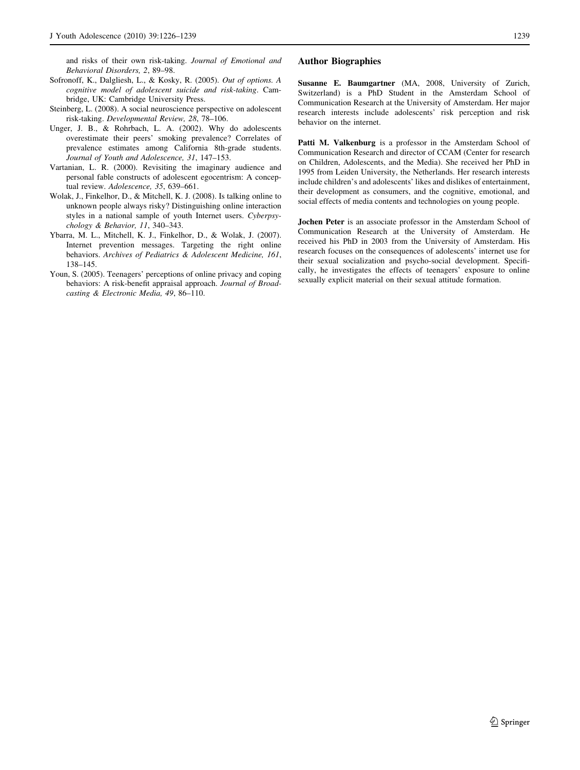and risks of their own risk-taking. *Journal of Emotional and Behavioral Disorders, 2*, 89–98.

Sofronoff, K., Dalgliesh, L., & Kosky, R. (2005). *Out of options. A cognitive model of adolescent suicide and risk-taking*. Cambridge, UK: Cambridge University Press.

Steinberg, L. (2008). A social neuroscience perspective on adolescent risk-taking. *Developmental Review, 28*, 78–106.

Unger, J. B., & Rohrbach, L. A. (2002). Why do adolescents overestimate their peers' smoking prevalence? Correlates of prevalence estimates among California 8th-grade students. *Journal of Youth and Adolescence, 31*, 147–153.

Vartanian, L. R. (2000). Revisiting the imaginary audience and personal fable constructs of adolescent egocentrism: A conceptual review. *Adolescence, 35*, 639–661.

Wolak, J., Finkelhor, D., & Mitchell, K. J. (2008). Is talking online to unknown people always risky? Distinguishing online interaction styles in a national sample of youth Internet users. *Cyberpsychology & Behavior, 11*, 340–343.

Ybarra, M. L., Mitchell, K. J., Finkelhor, D., & Wolak, J. (2007). Internet prevention messages. Targeting the right online behaviors. *Archives of Pediatrics & Adolescent Medicine, 161*, 138–145.

Youn, S. (2005). Teenagers' perceptions of online privacy and coping behaviors: A risk-benefit appraisal approach. *Journal of Broadcasting & Electronic Media, 49*, 86–110.

## Author Biographies

**Susanne E. Baumgartner** (MA, 2008, University of Zurich, Switzerland) is a PhD Student in the Amsterdam School of Communication Research at the University of Amsterdam. Her major research interests include adolescents' risk perception and risk behavior on the internet.

**Patti M. Valkenburg** is a professor in the Amsterdam School of Communication Research and director of CCAM (Center for research on Children, Adolescents, and the Media). She received her PhD in 1995 from Leiden University, the Netherlands. Her research interests include children's and adolescents' likes and dislikes of entertainment, their development as consumers, and the cognitive, emotional, and social effects of media contents and technologies on young people.

**Jochen Peter** is an associate professor in the Amsterdam School of Communication Research at the University of Amsterdam. He received his PhD in 2003 from the University of Amsterdam. His research focuses on the consequences of adolescents' internet use for their sexual socialization and psycho-social development. Specifically, he investigates the effects of teenagers' exposure to online sexually explicit material on their sexual attitude formation.